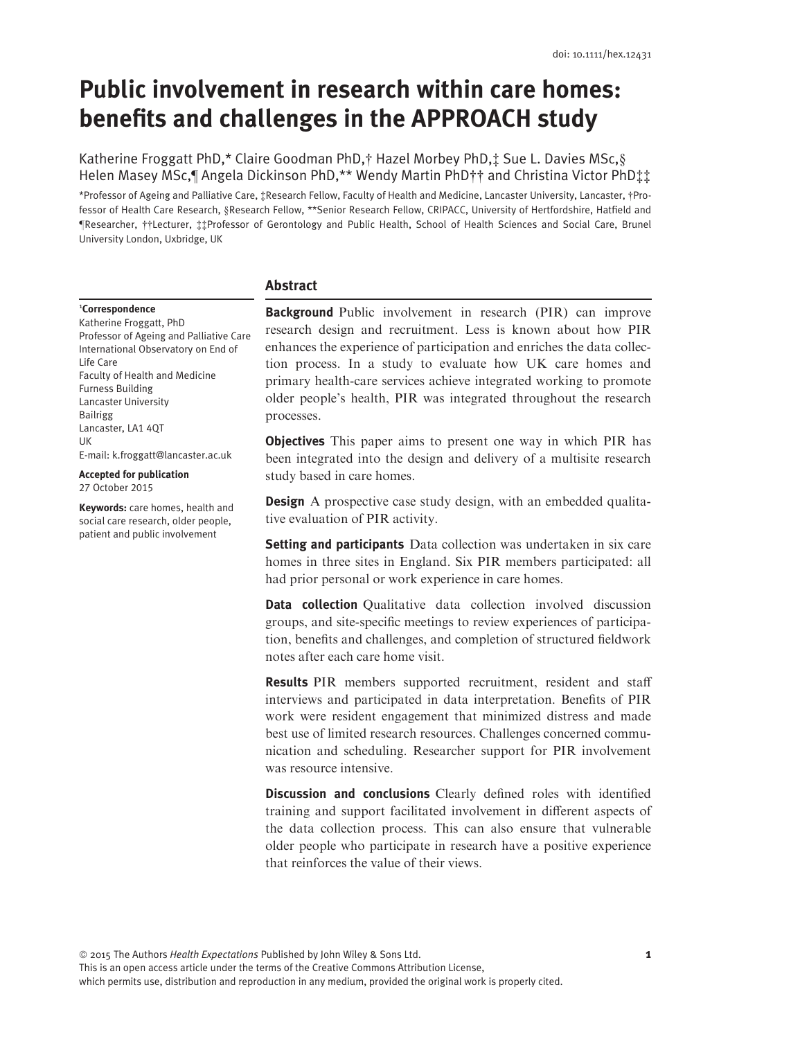doi: 10.1111/hex.12431

# Public involvement in research within care homes: benefits and challenges in the APPROACH study

Katherine Froggatt PhD,* Claire Goodman PhD,† Hazel Morbey PhD,‡ Sue L. Davies MSc,§ Helen Masey MSc,¶ Angela Dickinson PhD,** Wendy Martin PhD†† and Christina Victor PhD‡‡

*Professor of Ageing and Palliative Care, ‡Research Fellow, Faculty of Health and Medicine, Lancaster University, Lancaster, †Professor of Health Care Research, §Research Fellow, **Senior Research Fellow, CRIPACC, University of Hertfordshire, Hatfield and ¶Researcher, ††Lecturer, ‡‡Professor of Gerontology and Public Health, School of Health Sciences and Social Care, Brunel University London, Uxbridge, UK

**Correspondence**
Katherine Froggatt, PhD
Professor of Ageing and Palliative Care
International Observatory on End of Life Care
Faculty of Health and Medicine
Furness Building
Lancaster University
Bailrigg
Lancaster, LA1 4QT
UK
E-mail: k.froggatt@lancaster.ac.uk

**Accepted for publication**
27 October 2015

**Keywords:** care homes, health and social care research, older people, patient and public involvement

## Abstract

**Background** Public involvement in research (PIR) can improve research design and recruitment. Less is known about how PIR enhances the experience of participation and enriches the data collection process. In a study to evaluate how UK care homes and primary health-care services achieve integrated working to promote older people's health, PIR was integrated throughout the research processes.

**Objectives** This paper aims to present one way in which PIR has been integrated into the design and delivery of a multisite research study based in care homes.

**Design** A prospective case study design, with an embedded qualitative evaluation of PIR activity.

**Setting and participants** Data collection was undertaken in six care homes in three sites in England. Six PIR members participated: all had prior personal or work experience in care homes.

**Data collection** Qualitative data collection involved discussion groups, and site-specific meetings to review experiences of participation, benefits and challenges, and completion of structured fieldwork notes after each care home visit.

**Results** PIR members supported recruitment, resident and staff interviews and participated in data interpretation. Benefits of PIR work were resident engagement that minimized distress and made best use of limited research resources. Challenges concerned communication and scheduling. Researcher support for PIR involvement was resource intensive.

**Discussion and conclusions** Clearly defined roles with identified training and support facilitated involvement in different aspects of the data collection process. This can also ensure that vulnerable older people who participate in research have a positive experience that reinforces the value of their views.

© 2015 The Authors *Health Expectations* Published by John Wiley & Sons Ltd.
This is an open access article under the terms of the Creative Commons Attribution License, which permits use, distribution and reproduction in any medium, provided the original work is properly cited.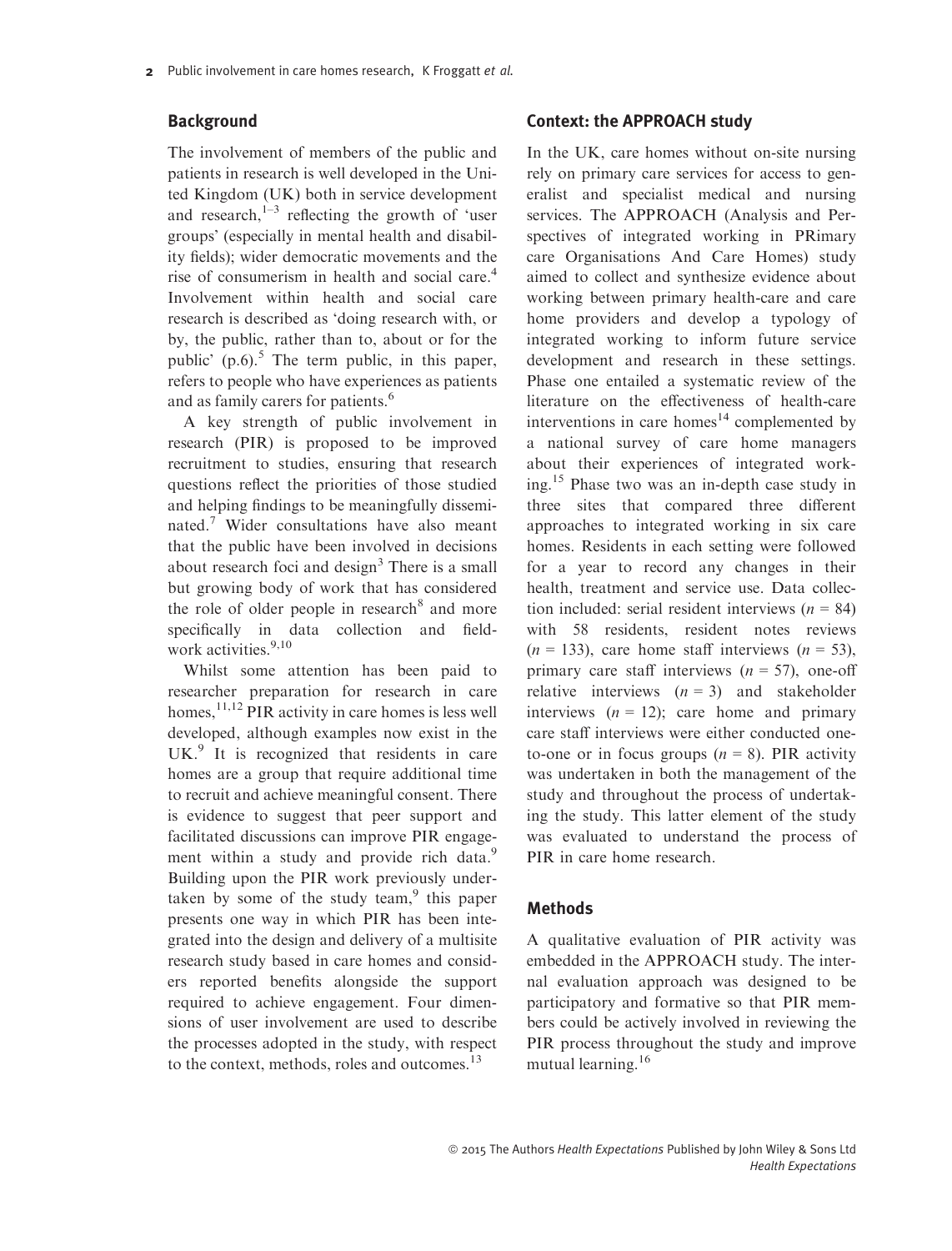## Background

The involvement of members of the public and patients in research is well developed in the United Kingdom (UK) both in service development and research,[1–3] reflecting the growth of 'user groups' (especially in mental health and disability fields); wider democratic movements and the rise of consumerism in health and social care.[4] Involvement within health and social care research is described as 'doing research with, or by, the public, rather than to, about or for the public' (p.6).[5] The term public, in this paper, refers to people who have experiences as patients and as family carers for patients.[6]

A key strength of public involvement in research (PIR) is proposed to be improved recruitment to studies, ensuring that research questions reflect the priorities of those studied and helping findings to be meaningfully disseminated.[7] Wider consultations have also meant that the public have been involved in decisions about research foci and design[3] There is a small but growing body of work that has considered the role of older people in research[8] and more specifically in data collection and fieldwork activities.[9,10]

Whilst some attention has been paid to researcher preparation for research in care homes,[11,12] PIR activity in care homes is less well developed, although examples now exist in the UK.[9] It is recognized that residents in care homes are a group that require additional time to recruit and achieve meaningful consent. There is evidence to suggest that peer support and facilitated discussions can improve PIR engagement within a study and provide rich data.[9] Building upon the PIR work previously undertaken by some of the study team,[9] this paper presents one way in which PIR has been integrated into the design and delivery of a multisite research study based in care homes and considers reported benefits alongside the support required to achieve engagement. Four dimensions of user involvement are used to describe the processes adopted in the study, with respect to the context, methods, roles and outcomes.[13]

## Context: the APPROACH study

In the UK, care homes without on-site nursing rely on primary care services for access to generalist and specialist medical and nursing services. The APPROACH (Analysis and Perspectives of integrated working in PRimary care Organisations And Care Homes) study aimed to collect and synthesize evidence about working between primary health-care and care home providers and develop a typology of integrated working to inform future service development and research in these settings. Phase one entailed a systematic review of the literature on the effectiveness of health-care interventions in care homes[14] complemented by a national survey of care home managers about their experiences of integrated working.[15] Phase two was an in-depth case study in three sites that compared three different approaches to integrated working in six care homes. Residents in each setting were followed for a year to record any changes in their health, treatment and service use. Data collection included: serial resident interviews ($n$ = 84) with 58 residents, resident notes reviews ($n$ = 133), care home staff interviews ($n$ = 53), primary care staff interviews ($n$ = 57), one-off relative interviews ($n$ = 3) and stakeholder interviews ($n$ = 12); care home and primary care staff interviews were either conducted one-to-one or in focus groups ($n$ = 8). PIR activity was undertaken in both the management of the study and throughout the process of undertaking the study. This latter element of the study was evaluated to understand the process of PIR in care home research.

## Methods

A qualitative evaluation of PIR activity was embedded in the APPROACH study. The internal evaluation approach was designed to be participatory and formative so that PIR members could be actively involved in reviewing the PIR process throughout the study and improve mutual learning.[16]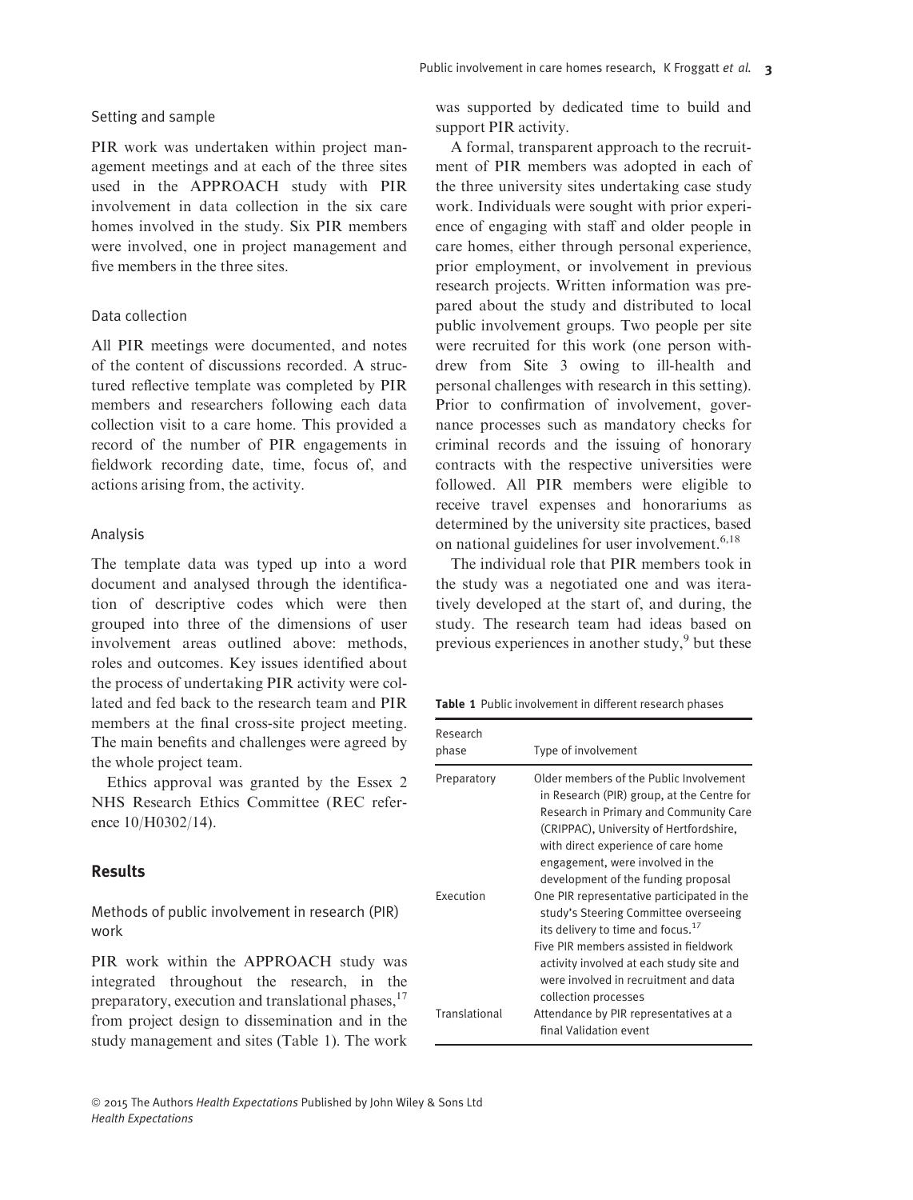### Setting and sample

PIR work was undertaken within project management meetings and at each of the three sites used in the APPROACH study with PIR involvement in data collection in the six care homes involved in the study. Six PIR members were involved, one in project management and five members in the three sites.

### Data collection

All PIR meetings were documented, and notes of the content of discussions recorded. A structured reflective template was completed by PIR members and researchers following each data collection visit to a care home. This provided a record of the number of PIR engagements in fieldwork recording date, time, focus of, and actions arising from, the activity.

### Analysis

The template data was typed up into a word document and analysed through the identification of descriptive codes which were then grouped into three of the dimensions of user involvement areas outlined above: methods, roles and outcomes. Key issues identified about the process of undertaking PIR activity were collated and fed back to the research team and PIR members at the final cross-site project meeting. The main benefits and challenges were agreed by the whole project team.

Ethics approval was granted by the Essex 2 NHS Research Ethics Committee (REC reference 10/H0302/14).

## Results

### Methods of public involvement in research (PIR) work

PIR work within the APPROACH study was integrated throughout the research, in the preparatory, execution and translational phases,[17] from project design to dissemination and in the study management and sites (Table 1). The work was supported by dedicated time to build and support PIR activity.

A formal, transparent approach to the recruitment of PIR members was adopted in each of the three university sites undertaking case study work. Individuals were sought with prior experience of engaging with staff and older people in care homes, either through personal experience, prior employment, or involvement in previous research projects. Written information was prepared about the study and distributed to local public involvement groups. Two people per site were recruited for this work (one person withdrew from Site 3 owing to ill-health and personal challenges with research in this setting). Prior to confirmation of involvement, governance processes such as mandatory checks for criminal records and the issuing of honorary contracts with the respective universities were followed. All PIR members were eligible to receive travel expenses and honorariums as determined by the university site practices, based on national guidelines for user involvement.[6,18]

The individual role that PIR members took in the study was a negotiated one and was iteratively developed at the start of, and during, the study. The research team had ideas based on previous experiences in another study,[9] but these

**Table 1** Public involvement in different research phases

| Research phase | Type of involvement |
|---|---|
| Preparatory | Older members of the Public Involvement in Research (PIR) group, at the Centre for Research in Primary and Community Care (CRIPPAC), University of Hertfordshire, with direct experience of care home engagement, were involved in the development of the funding proposal |
| Execution | One PIR representative participated in the study's Steering Committee overseeing its delivery to time and focus.[17] Five PIR members assisted in fieldwork activity involved at each study site and were involved in recruitment and data collection processes |
| Translational | Attendance by PIR representatives at a final Validation event |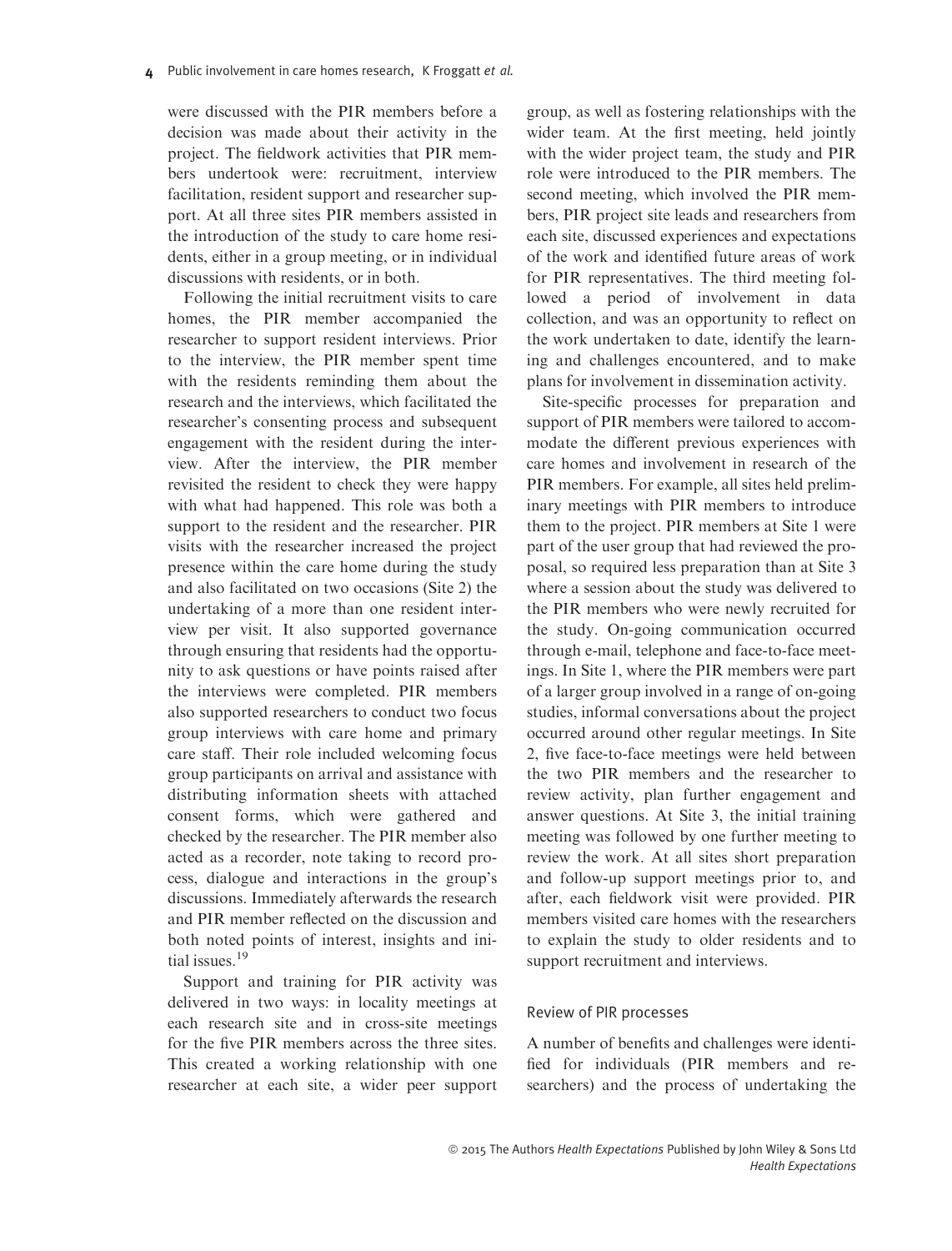were discussed with the PIR members before a decision was made about their activity in the project. The fieldwork activities that PIR members undertook were: recruitment, interview facilitation, resident support and researcher support. At all three sites PIR members assisted in the introduction of the study to care home residents, either in a group meeting, or in individual discussions with residents, or in both.

Following the initial recruitment visits to care homes, the PIR member accompanied the researcher to support resident interviews. Prior to the interview, the PIR member spent time with the residents reminding them about the research and the interviews, which facilitated the researcher's consenting process and subsequent engagement with the resident during the interview. After the interview, the PIR member revisited the resident to check they were happy with what had happened. This role was both a support to the resident and the researcher. PIR visits with the researcher increased the project presence within the care home during the study and also facilitated on two occasions (Site 2) the undertaking of a more than one resident interview per visit. It also supported governance through ensuring that residents had the opportunity to ask questions or have points raised after the interviews were completed. PIR members also supported researchers to conduct two focus group interviews with care home and primary care staff. Their role included welcoming focus group participants on arrival and assistance with distributing information sheets with attached consent forms, which were gathered and checked by the researcher. The PIR member also acted as a recorder, note taking to record process, dialogue and interactions in the group's discussions. Immediately afterwards the research and PIR member reflected on the discussion and both noted points of interest, insights and initial issues.[19]

Support and training for PIR activity was delivered in two ways: in locality meetings at each research site and in cross-site meetings for the five PIR members across the three sites. This created a working relationship with one researcher at each site, a wider peer support group, as well as fostering relationships with the wider team. At the first meeting, held jointly with the wider project team, the study and PIR role were introduced to the PIR members. The second meeting, which involved the PIR members, PIR project site leads and researchers from each site, discussed experiences and expectations of the work and identified future areas of work for PIR representatives. The third meeting followed a period of involvement in data collection, and was an opportunity to reflect on the work undertaken to date, identify the learning and challenges encountered, and to make plans for involvement in dissemination activity.

Site-specific processes for preparation and support of PIR members were tailored to accommodate the different previous experiences with care homes and involvement in research of the PIR members. For example, all sites held preliminary meetings with PIR members to introduce them to the project. PIR members at Site 1 were part of the user group that had reviewed the proposal, so required less preparation than at Site 3 where a session about the study was delivered to the PIR members who were newly recruited for the study. On-going communication occurred through e-mail, telephone and face-to-face meetings. In Site 1, where the PIR members were part of a larger group involved in a range of on-going studies, informal conversations about the project occurred around other regular meetings. In Site 2, five face-to-face meetings were held between the two PIR members and the researcher to review activity, plan further engagement and answer questions. At Site 3, the initial training meeting was followed by one further meeting to review the work. At all sites short preparation and follow-up support meetings prior to, and after, each fieldwork visit were provided. PIR members visited care homes with the researchers to explain the study to older residents and to support recruitment and interviews.

### Review of PIR processes

A number of benefits and challenges were identified for individuals (PIR members and researchers) and the process of undertaking the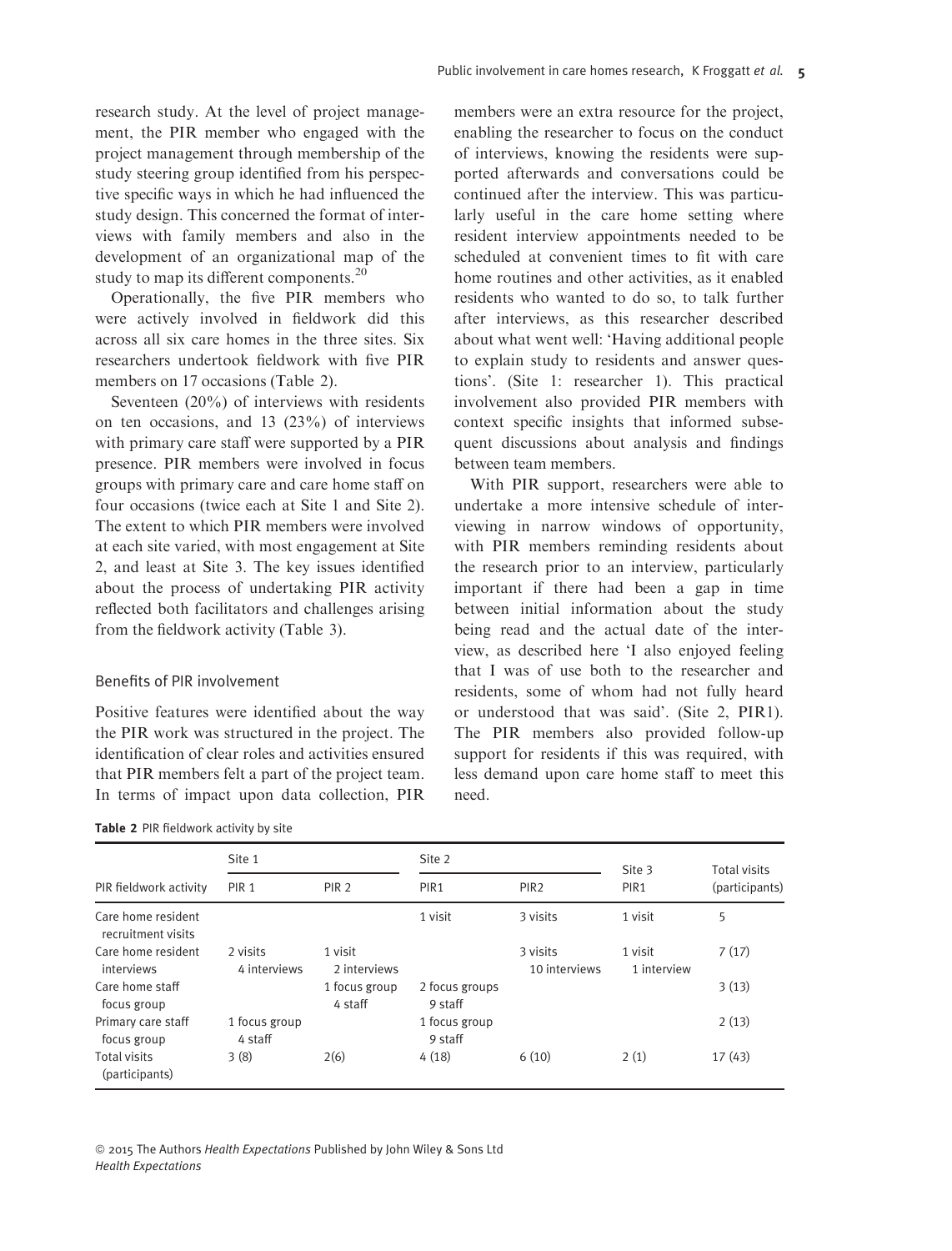research study. At the level of project management, the PIR member who engaged with the project management through membership of the study steering group identified from his perspective specific ways in which he had influenced the study design. This concerned the format of interviews with family members and also in the development of an organizational map of the study to map its different components.[20]

Operationally, the five PIR members who were actively involved in fieldwork did this across all six care homes in the three sites. Six researchers undertook fieldwork with five PIR members on 17 occasions (Table 2).

Seventeen (20%) of interviews with residents on ten occasions, and 13 (23%) of interviews with primary care staff were supported by a PIR presence. PIR members were involved in focus groups with primary care and care home staff on four occasions (twice each at Site 1 and Site 2). The extent to which PIR members were involved at each site varied, with most engagement at Site 2, and least at Site 3. The key issues identified about the process of undertaking PIR activity reflected both facilitators and challenges arising from the fieldwork activity (Table 3).

### Benefits of PIR involvement

Positive features were identified about the way the PIR work was structured in the project. The identification of clear roles and activities ensured that PIR members felt a part of the project team. In terms of impact upon data collection, PIR members were an extra resource for the project, enabling the researcher to focus on the conduct of interviews, knowing the residents were supported afterwards and conversations could be continued after the interview. This was particularly useful in the care home setting where resident interview appointments needed to be scheduled at convenient times to fit with care home routines and other activities, as it enabled residents who wanted to do so, to talk further after interviews, as this researcher described about what went well: 'Having additional people to explain study to residents and answer questions'. (Site 1: researcher 1). This practical involvement also provided PIR members with context specific insights that informed subsequent discussions about analysis and findings between team members.

With PIR support, researchers were able to undertake a more intensive schedule of interviewing in narrow windows of opportunity, with PIR members reminding residents about the research prior to an interview, particularly important if there had been a gap in time between initial information about the study being read and the actual date of the interview, as described here 'I also enjoyed feeling that I was of use both to the researcher and residents, some of whom had not fully heard or understood that was said'. (Site 2, PIR1). The PIR members also provided follow-up support for residents if this was required, with less demand upon care home staff to meet this need.

**Table 2** PIR fieldwork activity by site

| | Site 1 | | Site 2 | | Site 3 | Total visits |
|---|---|---|---|---|---|---|
| PIR fieldwork activity | PIR 1 | PIR 2 | PIR1 | PIR2 | PIR1 | (participants) |
| Care home resident recruitment visits | | | 1 visit | 3 visits | 1 visit | 5 |
| Care home resident interviews | 2 visits 4 interviews | 1 visit 2 interviews | | 3 visits 10 interviews | 1 visit 1 interview | 7 (17) |
| Care home staff focus group | | 1 focus group 4 staff | 2 focus groups 9 staff | | | 3 (13) |
| Primary care staff focus group | 1 focus group 4 staff | | 1 focus group 9 staff | | | 2 (13) |
| Total visits (participants) | 3 (8) | 2(6) | 4 (18) | 6 (10) | 2 (1) | 17 (43) |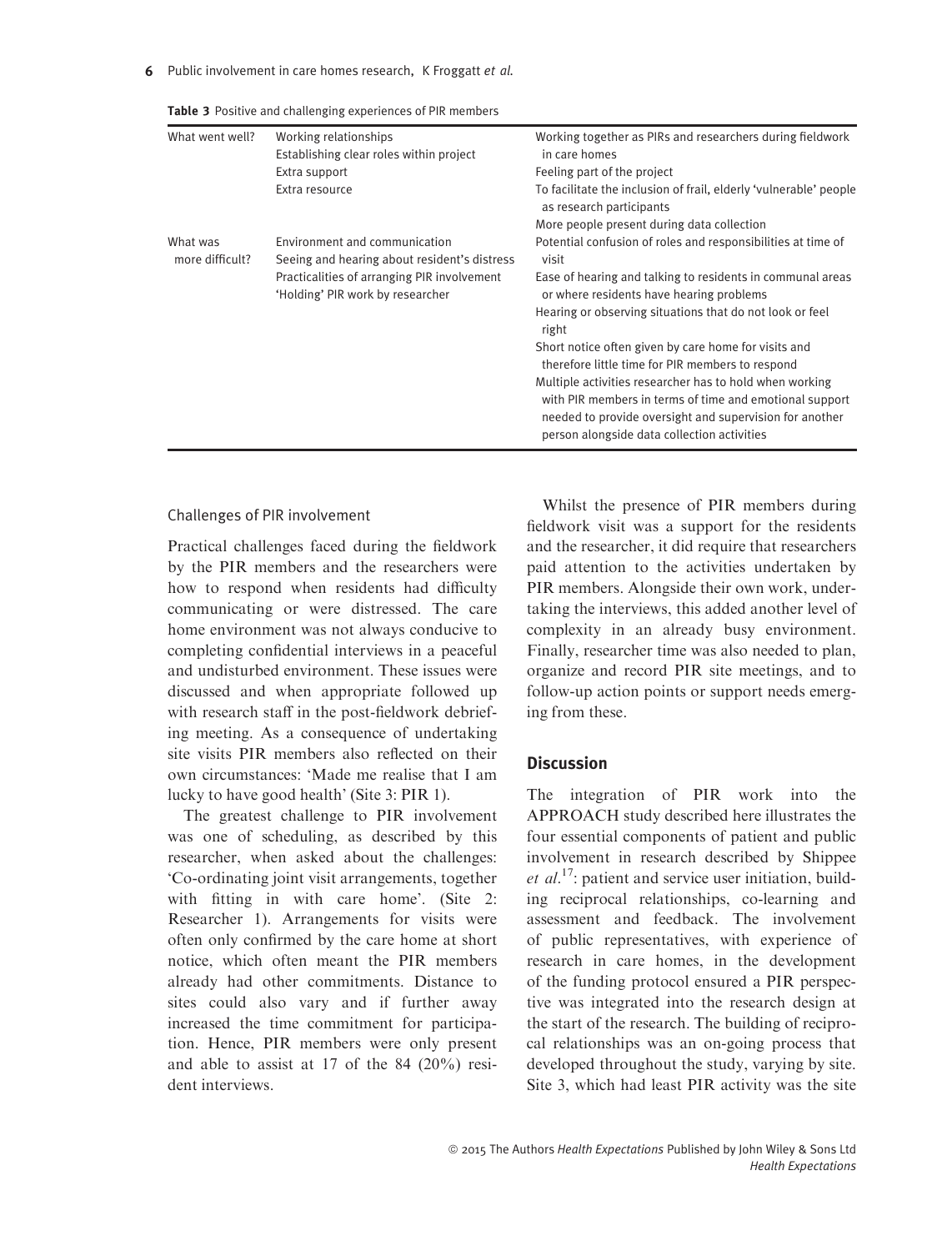**Table 3** Positive and challenging experiences of PIR members

| | | |
|---|---|---|
| What went well? | Working relationships | Working together as PIRs and researchers during fieldwork in care homes |
| | Establishing clear roles within project | Feeling part of the project |
| | Extra support | To facilitate the inclusion of frail, elderly 'vulnerable' people as research participants |
| | Extra resource | More people present during data collection |
| What was more difficult? | Environment and communication | Potential confusion of roles and responsibilities at time of visit |
| | Seeing and hearing about resident's distress | Ease of hearing and talking to residents in communal areas or where residents have hearing problems |
| | | Hearing or observing situations that do not look or feel right |
| | Practicalities of arranging PIR involvement | Short notice often given by care home for visits and therefore little time for PIR members to respond |
| | 'Holding' PIR work by researcher | Multiple activities researcher has to hold when working with PIR members in terms of time and emotional support needed to provide oversight and supervision for another person alongside data collection activities |

### Challenges of PIR involvement

Practical challenges faced during the fieldwork by the PIR members and the researchers were how to respond when residents had difficulty communicating or were distressed. The care home environment was not always conducive to completing confidential interviews in a peaceful and undisturbed environment. These issues were discussed and when appropriate followed up with research staff in the post-fieldwork debriefing meeting. As a consequence of undertaking site visits PIR members also reflected on their own circumstances: 'Made me realise that I am lucky to have good health' (Site 3: PIR 1).

The greatest challenge to PIR involvement was one of scheduling, as described by this researcher, when asked about the challenges: 'Co-ordinating joint visit arrangements, together with fitting in with care home'. (Site 2: Researcher 1). Arrangements for visits were often only confirmed by the care home at short notice, which often meant the PIR members already had other commitments. Distance to sites could also vary and if further away increased the time commitment for participation. Hence, PIR members were only present and able to assist at 17 of the 84 (20%) resident interviews.

Whilst the presence of PIR members during fieldwork visit was a support for the residents and the researcher, it did require that researchers paid attention to the activities undertaken by PIR members. Alongside their own work, undertaking the interviews, this added another level of complexity in an already busy environment. Finally, researcher time was also needed to plan, organize and record PIR site meetings, and to follow-up action points or support needs emerging from these.

## Discussion

The integration of PIR work into the APPROACH study described here illustrates the four essential components of patient and public involvement in research described by Shippee *et al*.[17]: patient and service user initiation, building reciprocal relationships, co-learning and assessment and feedback. The involvement of public representatives, with experience of research in care homes, in the development of the funding protocol ensured a PIR perspective was integrated into the research design at the start of the research. The building of reciprocal relationships was an on-going process that developed throughout the study, varying by site. Site 3, which had least PIR activity was the site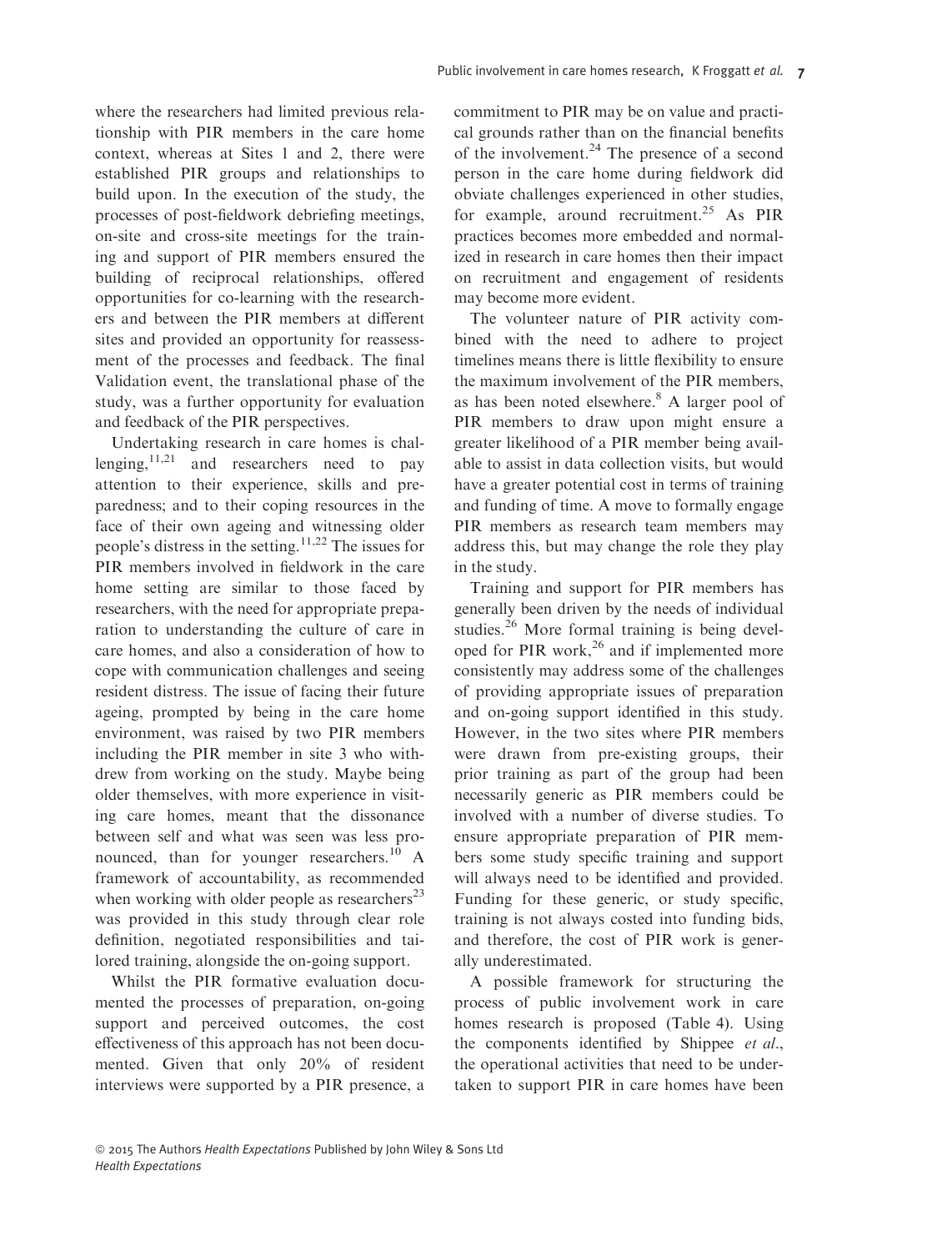where the researchers had limited previous relationship with PIR members in the care home context, whereas at Sites 1 and 2, there were established PIR groups and relationships to build upon. In the execution of the study, the processes of post-fieldwork debriefing meetings, on-site and cross-site meetings for the training and support of PIR members ensured the building of reciprocal relationships, offered opportunities for co-learning with the researchers and between the PIR members at different sites and provided an opportunity for reassessment of the processes and feedback. The final Validation event, the translational phase of the study, was a further opportunity for evaluation and feedback of the PIR perspectives.

Undertaking research in care homes is challenging,[11,21] and researchers need to pay attention to their experience, skills and preparedness; and to their coping resources in the face of their own ageing and witnessing older people's distress in the setting.[11,22] The issues for PIR members involved in fieldwork in the care home setting are similar to those faced by researchers, with the need for appropriate preparation to understanding the culture of care in care homes, and also a consideration of how to cope with communication challenges and seeing resident distress. The issue of facing their future ageing, prompted by being in the care home environment, was raised by two PIR members including the PIR member in site 3 who withdrew from working on the study. Maybe being older themselves, with more experience in visiting care homes, meant that the dissonance between self and what was seen was less pronounced, than for younger researchers.[10] A framework of accountability, as recommended when working with older people as researchers[23] was provided in this study through clear role definition, negotiated responsibilities and tailored training, alongside the on-going support.

Whilst the PIR formative evaluation documented the processes of preparation, on-going support and perceived outcomes, the cost effectiveness of this approach has not been documented. Given that only 20% of resident interviews were supported by a PIR presence, a commitment to PIR may be on value and practical grounds rather than on the financial benefits of the involvement.[24] The presence of a second person in the care home during fieldwork did obviate challenges experienced in other studies, for example, around recruitment.[25] As PIR practices becomes more embedded and normalized in research in care homes then their impact on recruitment and engagement of residents may become more evident.

The volunteer nature of PIR activity combined with the need to adhere to project timelines means there is little flexibility to ensure the maximum involvement of the PIR members, as has been noted elsewhere.[8] A larger pool of PIR members to draw upon might ensure a greater likelihood of a PIR member being available to assist in data collection visits, but would have a greater potential cost in terms of training and funding of time. A move to formally engage PIR members as research team members may address this, but may change the role they play in the study.

Training and support for PIR members has generally been driven by the needs of individual studies.[26] More formal training is being developed for PIR work,[26] and if implemented more consistently may address some of the challenges of providing appropriate issues of preparation and on-going support identified in this study. However, in the two sites where PIR members were drawn from pre-existing groups, their prior training as part of the group had been necessarily generic as PIR members could be involved with a number of diverse studies. To ensure appropriate preparation of PIR members some study specific training and support will always need to be identified and provided. Funding for these generic, or study specific, training is not always costed into funding bids, and therefore, the cost of PIR work is generally underestimated.

A possible framework for structuring the process of public involvement work in care homes research is proposed (Table 4). Using the components identified by Shippee *et al*., the operational activities that need to be undertaken to support PIR in care homes have been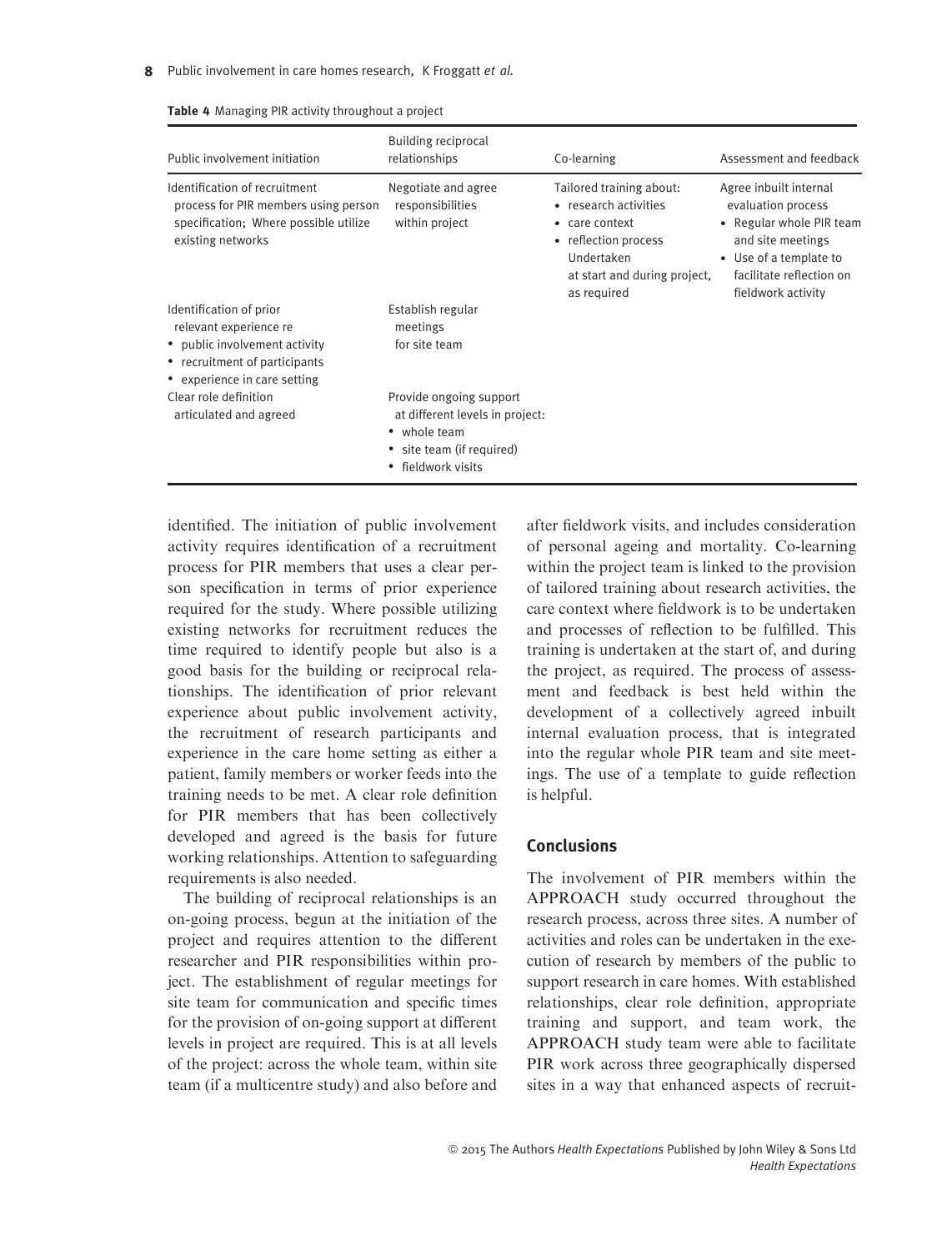**Table 4** Managing PIR activity throughout a project

| Public involvement initiation | Building reciprocal relationships | Co-learning | Assessment and feedback |
|---|---|---|---|
| Identification of recruitment process for PIR members using person specification; Where possible utilize existing networks | Negotiate and agree responsibilities within project | Tailored training about: • research activities • care context • reflection process Undertaken at start and during project, as required | Agree inbuilt internal evaluation process • Regular whole PIR team and site meetings • Use of a template to facilitate reflection on fieldwork activity |
| Identification of prior relevant experience re • public involvement activity • recruitment of participants • experience in care setting | Establish regular meetings for site team | | |
| Clear role definition articulated and agreed | Provide ongoing support at different levels in project: • whole team • site team (if required) • fieldwork visits | | |

identified. The initiation of public involvement activity requires identification of a recruitment process for PIR members that uses a clear person specification in terms of prior experience required for the study. Where possible utilizing existing networks for recruitment reduces the time required to identify people but also is a good basis for the building or reciprocal relationships. The identification of prior relevant experience about public involvement activity, the recruitment of research participants and experience in the care home setting as either a patient, family members or worker feeds into the training needs to be met. A clear role definition for PIR members that has been collectively developed and agreed is the basis for future working relationships. Attention to safeguarding requirements is also needed.

The building of reciprocal relationships is an on-going process, begun at the initiation of the project and requires attention to the different researcher and PIR responsibilities within project. The establishment of regular meetings for site team for communication and specific times for the provision of on-going support at different levels in project are required. This is at all levels of the project: across the whole team, within site team (if a multicentre study) and also before and after fieldwork visits, and includes consideration of personal ageing and mortality. Co-learning within the project team is linked to the provision of tailored training about research activities, the care context where fieldwork is to be undertaken and processes of reflection to be fulfilled. This training is undertaken at the start of, and during the project, as required. The process of assessment and feedback is best held within the development of a collectively agreed inbuilt internal evaluation process, that is integrated into the regular whole PIR team and site meetings. The use of a template to guide reflection is helpful.

## Conclusions

The involvement of PIR members within the APPROACH study occurred throughout the research process, across three sites. A number of activities and roles can be undertaken in the execution of research by members of the public to support research in care homes. With established relationships, clear role definition, appropriate training and support, and team work, the APPROACH study team were able to facilitate PIR work across three geographically dispersed sites in a way that enhanced aspects of recruit-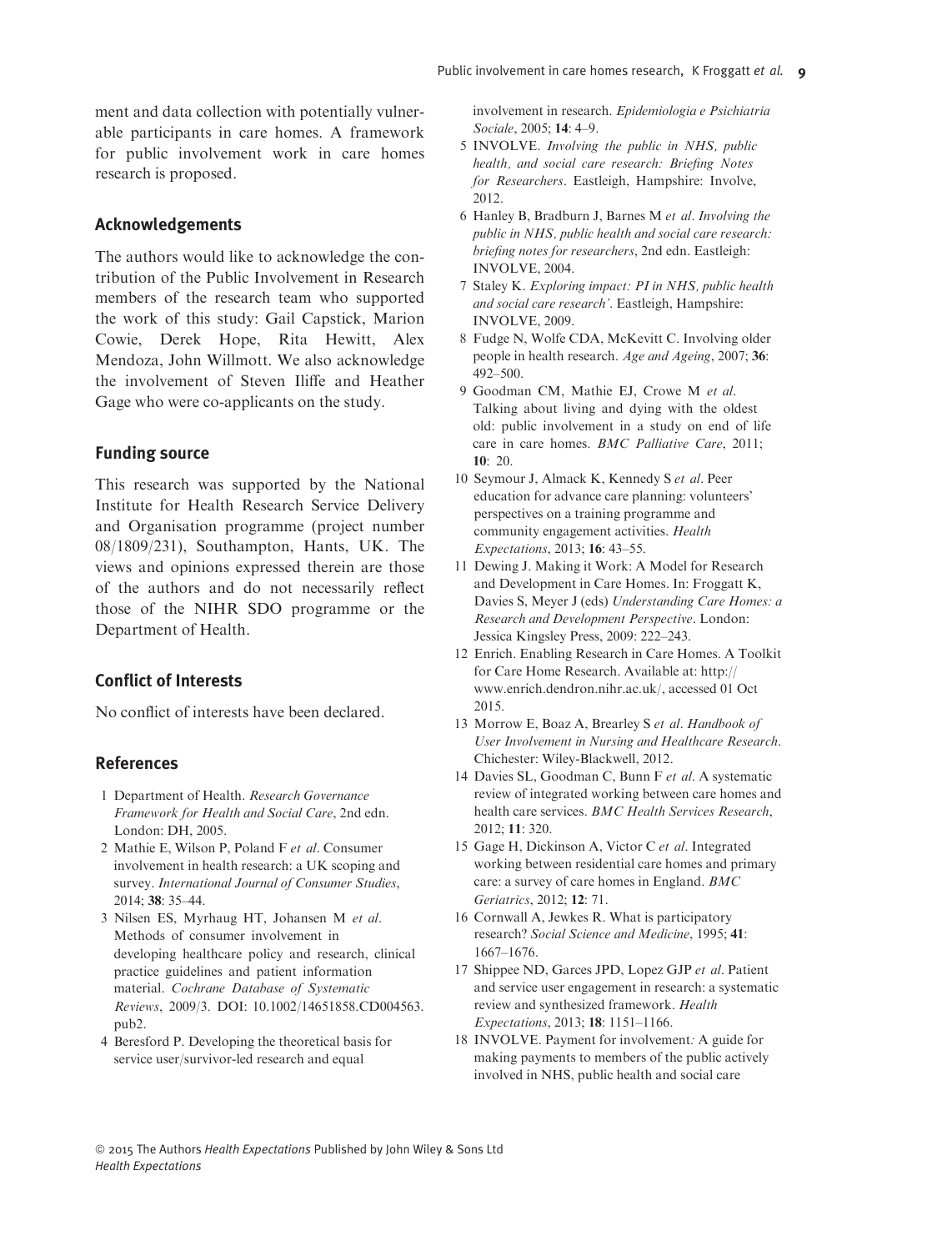ment and data collection with potentially vulnerable participants in care homes. A framework for public involvement work in care homes research is proposed.

## Acknowledgements

The authors would like to acknowledge the contribution of the Public Involvement in Research members of the research team who supported the work of this study: Gail Capstick, Marion Cowie, Derek Hope, Rita Hewitt, Alex Mendoza, John Willmott. We also acknowledge the involvement of Steven Iliffe and Heather Gage who were co-applicants on the study.

## Funding source

This research was supported by the National Institute for Health Research Service Delivery and Organisation programme (project number 08/1809/231), Southampton, Hants, UK. The views and opinions expressed therein are those of the authors and do not necessarily reflect those of the NIHR SDO programme or the Department of Health.

## Conflict of Interests

No conflict of interests have been declared.

## References

1 Department of Health. *Research Governance Framework for Health and Social Care*, 2nd edn. London: DH, 2005.
2 Mathie E, Wilson P, Poland F *et al*. Consumer involvement in health research: a UK scoping and survey. *International Journal of Consumer Studies*, 2014; **38**: 35–44.
3 Nilsen ES, Myrhaug HT, Johansen M *et al*. Methods of consumer involvement in developing healthcare policy and research, clinical practice guidelines and patient information material. *Cochrane Database of Systematic Reviews*, 2009/3. DOI: 10.1002/14651858.CD004563.pub2.
4 Beresford P. Developing the theoretical basis for service user/survivor-led research and equal involvement in research. *Epidemiologia e Psichiatria Sociale*, 2005; **14**: 4–9.
5 INVOLVE. *Involving the public in NHS, public health, and social care research: Briefing Notes for Researchers*. Eastleigh, Hampshire: Involve, 2012.
6 Hanley B, Bradburn J, Barnes M *et al*. *Involving the public in NHS, public health and social care research: briefing notes for researchers*, 2nd edn. Eastleigh: INVOLVE, 2004.
7 Staley K. *Exploring impact: PI in NHS, public health and social care research'*. Eastleigh, Hampshire: INVOLVE, 2009.
8 Fudge N, Wolfe CDA, McKevitt C. Involving older people in health research. *Age and Ageing*, 2007; **36**: 492–500.
9 Goodman CM, Mathie EJ, Crowe M *et al*. Talking about living and dying with the oldest old: public involvement in a study on end of life care in care homes. *BMC Palliative Care*, 2011; **10**: 20.
10 Seymour J, Almack K, Kennedy S *et al*. Peer education for advance care planning: volunteers' perspectives on a training programme and community engagement activities. *Health Expectations*, 2013; **16**: 43–55.
11 Dewing J. Making it Work: A Model for Research and Development in Care Homes. In: Froggatt K, Davies S, Meyer J (eds) *Understanding Care Homes: a Research and Development Perspective*. London: Jessica Kingsley Press, 2009: 222–243.
12 Enrich. Enabling Research in Care Homes. A Toolkit for Care Home Research. Available at: http://www.enrich.dendron.nihr.ac.uk/, accessed 01 Oct 2015.
13 Morrow E, Boaz A, Brearley S *et al*. *Handbook of User Involvement in Nursing and Healthcare Research*. Chichester: Wiley-Blackwell, 2012.
14 Davies SL, Goodman C, Bunn F *et al*. A systematic review of integrated working between care homes and health care services. *BMC Health Services Research*, 2012; **11**: 320.
15 Gage H, Dickinson A, Victor C *et al*. Integrated working between residential care homes and primary care: a survey of care homes in England. *BMC Geriatrics*, 2012; **12**: 71.
16 Cornwall A, Jewkes R. What is participatory research? *Social Science and Medicine*, 1995; **41**: 1667–1676.
17 Shippee ND, Garces JPD, Lopez GJP *et al*. Patient and service user engagement in research: a systematic review and synthesized framework. *Health Expectations*, 2013; **18**: 1151–1166.
18 INVOLVE. Payment for involvement*:* A guide for making payments to members of the public actively involved in NHS, public health and social care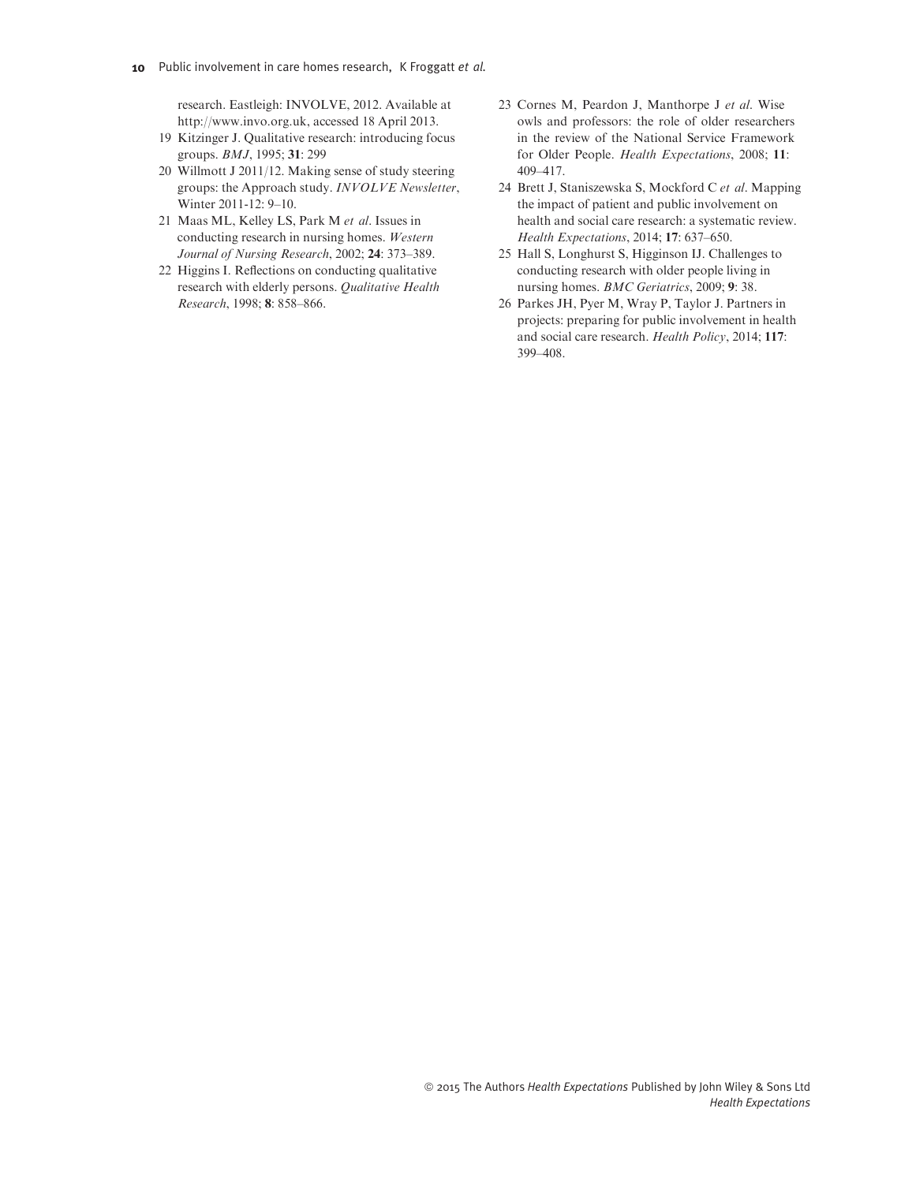research. Eastleigh: INVOLVE, 2012. Available at http://www.invo.org.uk, accessed 18 April 2013.

19 Kitzinger J. Qualitative research: introducing focus groups. *BMJ*, 1995; **31**: 299

20 Willmott J 2011/12. Making sense of study steering groups: the Approach study. *INVOLVE Newsletter*, Winter 2011-12: 9–10.

21 Maas ML, Kelley LS, Park M *et al*. Issues in conducting research in nursing homes. *Western Journal of Nursing Research*, 2002; **24**: 373–389.

22 Higgins I. Reflections on conducting qualitative research with elderly persons. *Qualitative Health Research*, 1998; **8**: 858–866.

23 Cornes M, Peardon J, Manthorpe J *et al*. Wise owls and professors: the role of older researchers in the review of the National Service Framework for Older People. *Health Expectations*, 2008; **11**: 409–417.

24 Brett J, Staniszewska S, Mockford C *et al*. Mapping the impact of patient and public involvement on health and social care research: a systematic review. *Health Expectations*, 2014; **17**: 637–650.

25 Hall S, Longhurst S, Higginson IJ. Challenges to conducting research with older people living in nursing homes. *BMC Geriatrics*, 2009; **9**: 38.

26 Parkes JH, Pyer M, Wray P, Taylor J. Partners in projects: preparing for public involvement in health and social care research. *Health Policy*, 2014; **117**: 399–408.